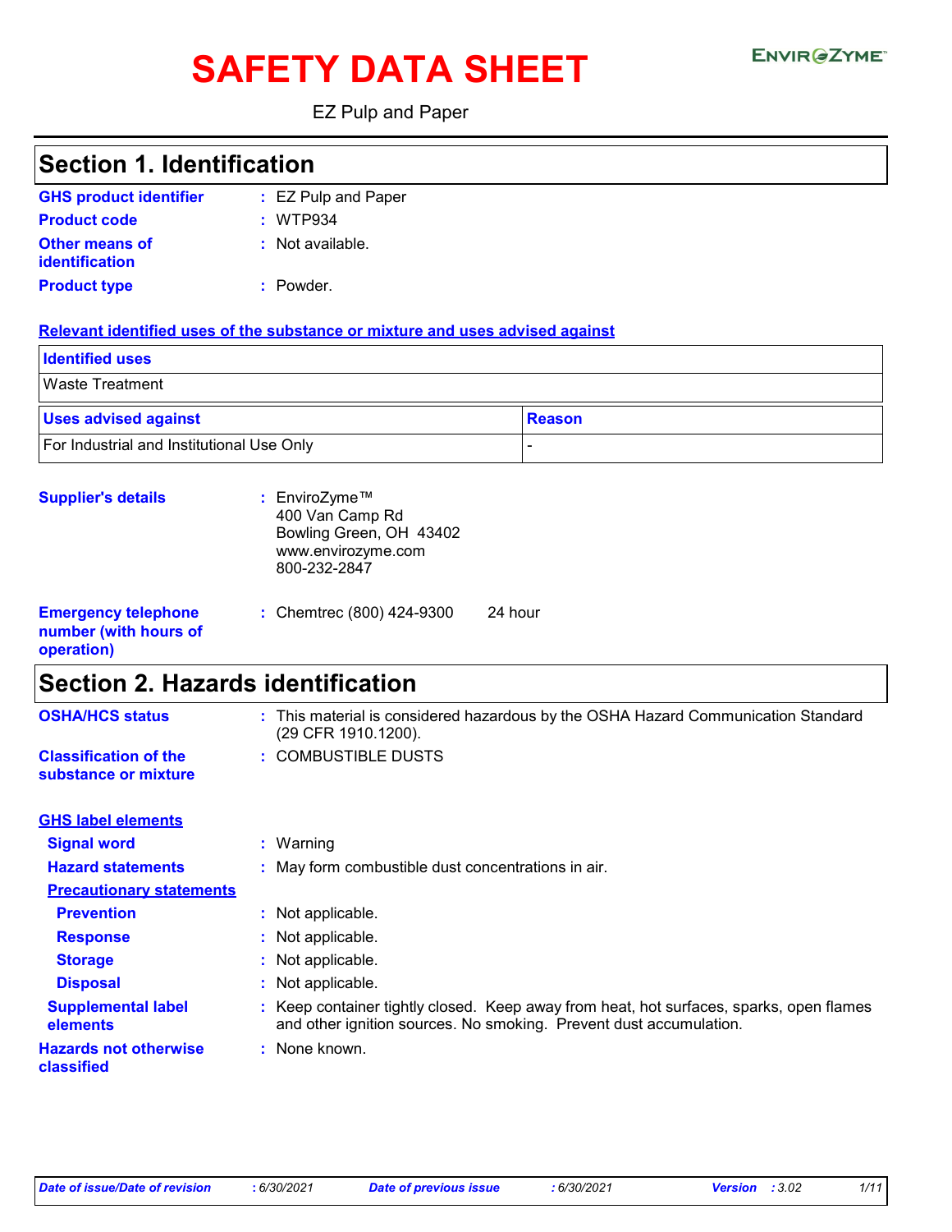# SAFETY DATA SHEET

EZ Pulp and Paper

## Section 1. Identification

**GHS product identifier** : EZ Pulp and Paper

**Product code** : WTP934

**Other means of identification** : Not available.

**Product type** : Powder.

**Relevant identified uses of the substance or mixture and uses advised against**

| Identified uses | |
|---|---|
| Waste Treatment | |

| Uses advised against | Reason |
|---|---|
| For Industrial and Institutional Use Only | - |

**Supplier's details** : EnviroZyme™
400 Van Camp Rd
Bowling Green, OH 43402
www.envirozyme.com
800-232-2847

**Emergency telephone number (with hours of operation)** : Chemtrec (800) 424-9300 24 hour

## Section 2. Hazards identification

**OSHA/HCS status** : This material is considered hazardous by the OSHA Hazard Communication Standard (29 CFR 1910.1200).

**Classification of the substance or mixture** : COMBUSTIBLE DUSTS

**GHS label elements**

**Signal word** : Warning

**Hazard statements** : May form combustible dust concentrations in air.

**Precautionary statements**

**Prevention** : Not applicable.

**Response** : Not applicable.

**Storage** : Not applicable.

**Disposal** : Not applicable.

**Supplemental label elements** : Keep container tightly closed. Keep away from heat, hot surfaces, sparks, open flames and other ignition sources. No smoking. Prevent dust accumulation.

**Hazards not otherwise classified** : None known.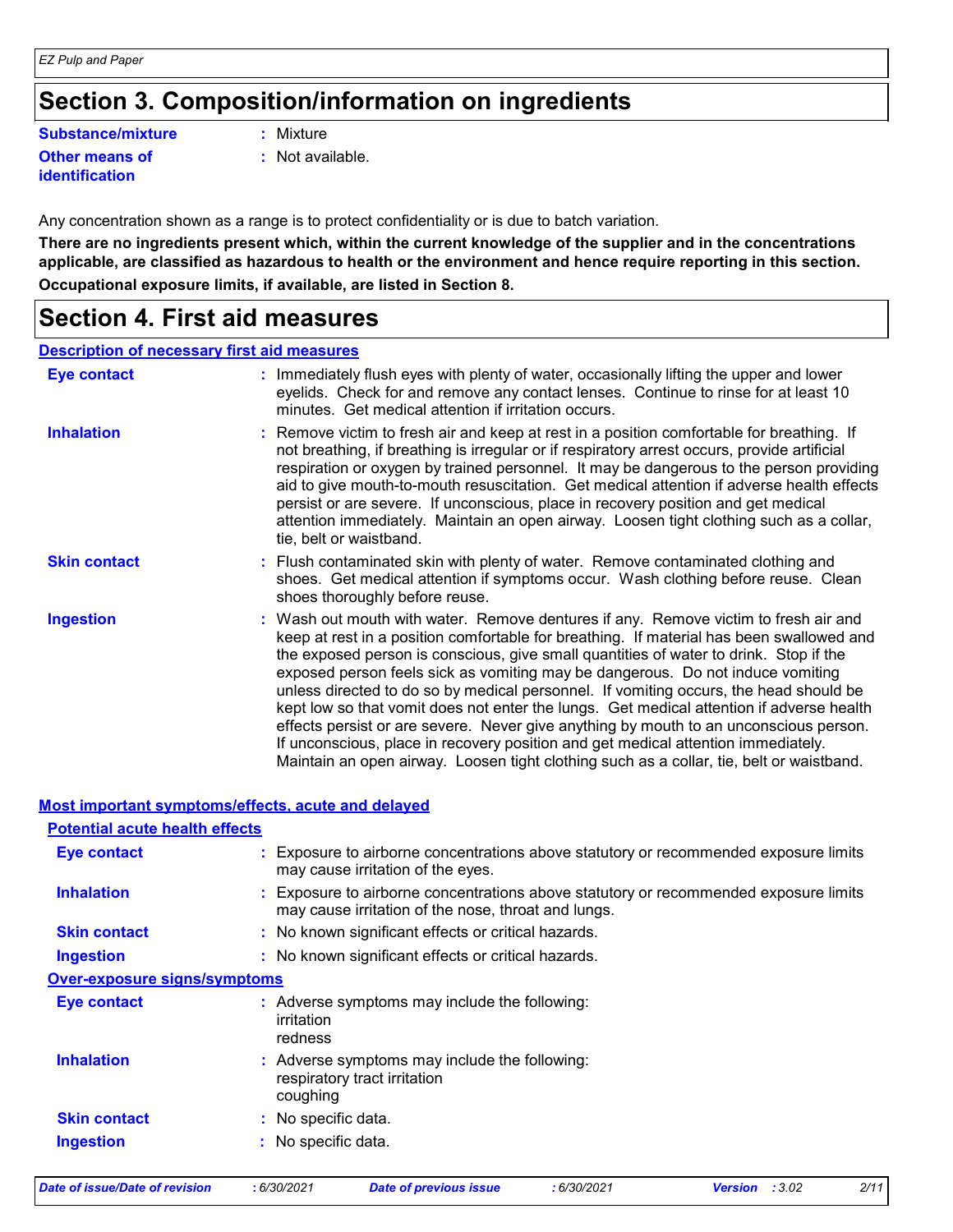## Section 3. Composition/information on ingredients

**Substance/mixture** : Mixture

**Other means of identification** : Not available.

Any concentration shown as a range is to protect confidentiality or is due to batch variation.

**There are no ingredients present which, within the current knowledge of the supplier and in the concentrations applicable, are classified as hazardous to health or the environment and hence require reporting in this section.**

**Occupational exposure limits, if available, are listed in Section 8.**

## Section 4. First aid measures

### Description of necessary first aid measures

**Eye contact** : Immediately flush eyes with plenty of water, occasionally lifting the upper and lower eyelids. Check for and remove any contact lenses. Continue to rinse for at least 10 minutes. Get medical attention if irritation occurs.

**Inhalation** : Remove victim to fresh air and keep at rest in a position comfortable for breathing. If not breathing, if breathing is irregular or if respiratory arrest occurs, provide artificial respiration or oxygen by trained personnel. It may be dangerous to the person providing aid to give mouth-to-mouth resuscitation. Get medical attention if adverse health effects persist or are severe. If unconscious, place in recovery position and get medical attention immediately. Maintain an open airway. Loosen tight clothing such as a collar, tie, belt or waistband.

**Skin contact** : Flush contaminated skin with plenty of water. Remove contaminated clothing and shoes. Get medical attention if symptoms occur. Wash clothing before reuse. Clean shoes thoroughly before reuse.

**Ingestion** : Wash out mouth with water. Remove dentures if any. Remove victim to fresh air and keep at rest in a position comfortable for breathing. If material has been swallowed and the exposed person is conscious, give small quantities of water to drink. Stop if the exposed person feels sick as vomiting may be dangerous. Do not induce vomiting unless directed to do so by medical personnel. If vomiting occurs, the head should be kept low so that vomit does not enter the lungs. Get medical attention if adverse health effects persist or are severe. Never give anything by mouth to an unconscious person. If unconscious, place in recovery position and get medical attention immediately. Maintain an open airway. Loosen tight clothing such as a collar, tie, belt or waistband.

### Most important symptoms/effects, acute and delayed

#### Potential acute health effects

**Eye contact** : Exposure to airborne concentrations above statutory or recommended exposure limits may cause irritation of the eyes.

**Inhalation** : Exposure to airborne concentrations above statutory or recommended exposure limits may cause irritation of the nose, throat and lungs.

**Skin contact** : No known significant effects or critical hazards.

**Ingestion** : No known significant effects or critical hazards.

#### Over-exposure signs/symptoms

**Eye contact** : Adverse symptoms may include the following:
irritation
redness

**Inhalation** : Adverse symptoms may include the following:
respiratory tract irritation
coughing

**Skin contact** : No specific data.

**Ingestion** : No specific data.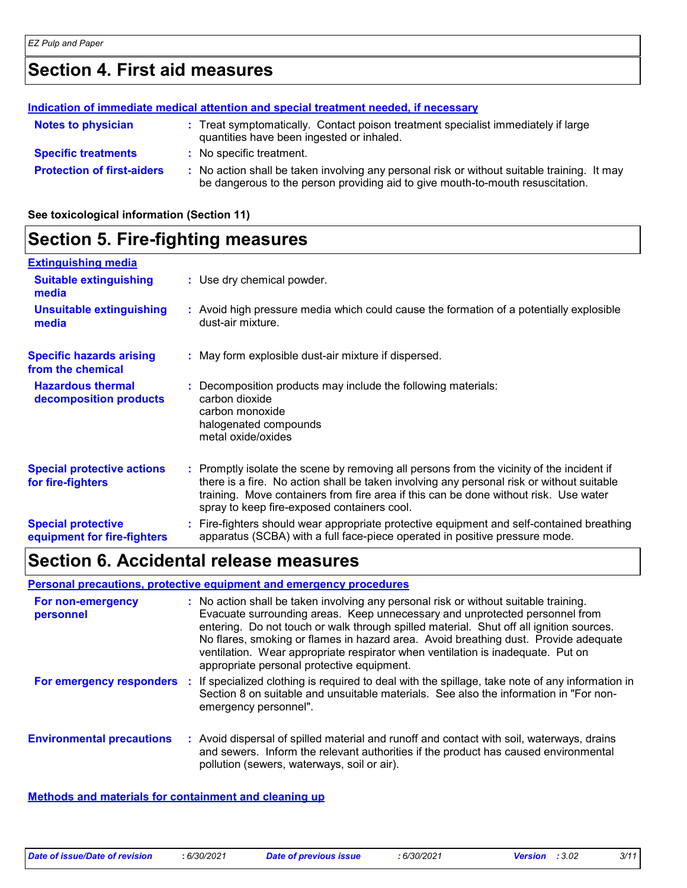## Section 4. First aid measures

**Indication of immediate medical attention and special treatment needed, if necessary**

**Notes to physician** : Treat symptomatically. Contact poison treatment specialist immediately if large quantities have been ingested or inhaled.

**Specific treatments** : No specific treatment.

**Protection of first-aiders** : No action shall be taken involving any personal risk or without suitable training. It may be dangerous to the person providing aid to give mouth-to-mouth resuscitation.

**See toxicological information (Section 11)**

## Section 5. Fire-fighting measures

**Extinguishing media**

**Suitable extinguishing media** : Use dry chemical powder.

**Unsuitable extinguishing media** : Avoid high pressure media which could cause the formation of a potentially explosible dust-air mixture.

**Specific hazards arising from the chemical** : May form explosible dust-air mixture if dispersed.

**Hazardous thermal decomposition products** : Decomposition products may include the following materials:
carbon dioxide
carbon monoxide
halogenated compounds
metal oxide/oxides

**Special protective actions for fire-fighters** : Promptly isolate the scene by removing all persons from the vicinity of the incident if there is a fire. No action shall be taken involving any personal risk or without suitable training. Move containers from fire area if this can be done without risk. Use water spray to keep fire-exposed containers cool.

**Special protective equipment for fire-fighters** : Fire-fighters should wear appropriate protective equipment and self-contained breathing apparatus (SCBA) with a full face-piece operated in positive pressure mode.

## Section 6. Accidental release measures

**Personal precautions, protective equipment and emergency procedures**

**For non-emergency personnel** : No action shall be taken involving any personal risk or without suitable training. Evacuate surrounding areas. Keep unnecessary and unprotected personnel from entering. Do not touch or walk through spilled material. Shut off all ignition sources. No flares, smoking or flames in hazard area. Avoid breathing dust. Provide adequate ventilation. Wear appropriate respirator when ventilation is inadequate. Put on appropriate personal protective equipment.

**For emergency responders** : If specialized clothing is required to deal with the spillage, take note of any information in Section 8 on suitable and unsuitable materials. See also the information in "For non-emergency personnel".

**Environmental precautions** : Avoid dispersal of spilled material and runoff and contact with soil, waterways, drains and sewers. Inform the relevant authorities if the product has caused environmental pollution (sewers, waterways, soil or air).

**Methods and materials for containment and cleaning up**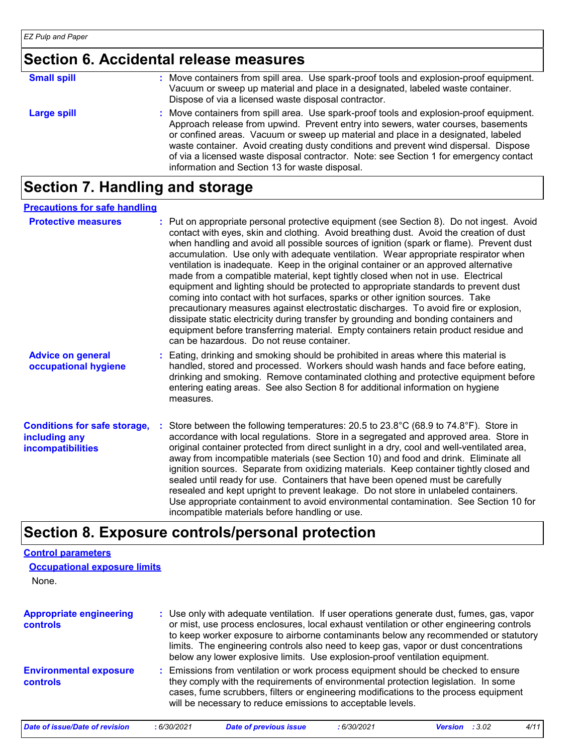## Section 6. Accidental release measures

**Small spill** : Move containers from spill area. Use spark-proof tools and explosion-proof equipment. Vacuum or sweep up material and place in a designated, labeled waste container. Dispose of via a licensed waste disposal contractor.

**Large spill** : Move containers from spill area. Use spark-proof tools and explosion-proof equipment. Approach release from upwind. Prevent entry into sewers, water courses, basements or confined areas. Vacuum or sweep up material and place in a designated, labeled waste container. Avoid creating dusty conditions and prevent wind dispersal. Dispose of via a licensed waste disposal contractor. Note: see Section 1 for emergency contact information and Section 13 for waste disposal.

## Section 7. Handling and storage

### Precautions for safe handling

**Protective measures** : Put on appropriate personal protective equipment (see Section 8). Do not ingest. Avoid contact with eyes, skin and clothing. Avoid breathing dust. Avoid the creation of dust when handling and avoid all possible sources of ignition (spark or flame). Prevent dust accumulation. Use only with adequate ventilation. Wear appropriate respirator when ventilation is inadequate. Keep in the original container or an approved alternative made from a compatible material, kept tightly closed when not in use. Electrical equipment and lighting should be protected to appropriate standards to prevent dust coming into contact with hot surfaces, sparks or other ignition sources. Take precautionary measures against electrostatic discharges. To avoid fire or explosion, dissipate static electricity during transfer by grounding and bonding containers and equipment before transferring material. Empty containers retain product residue and can be hazardous. Do not reuse container.

**Advice on general occupational hygiene** : Eating, drinking and smoking should be prohibited in areas where this material is handled, stored and processed. Workers should wash hands and face before eating, drinking and smoking. Remove contaminated clothing and protective equipment before entering eating areas. See also Section 8 for additional information on hygiene measures.

**Conditions for safe storage, including any incompatibilities** : Store between the following temperatures: 20.5 to 23.8°C (68.9 to 74.8°F). Store in accordance with local regulations. Store in a segregated and approved area. Store in original container protected from direct sunlight in a dry, cool and well-ventilated area, away from incompatible materials (see Section 10) and food and drink. Eliminate all ignition sources. Separate from oxidizing materials. Keep container tightly closed and sealed until ready for use. Containers that have been opened must be carefully resealed and kept upright to prevent leakage. Do not store in unlabeled containers. Use appropriate containment to avoid environmental contamination. See Section 10 for incompatible materials before handling or use.

## Section 8. Exposure controls/personal protection

### Control parameters

#### Occupational exposure limits

None.

**Appropriate engineering controls** : Use only with adequate ventilation. If user operations generate dust, fumes, gas, vapor or mist, use process enclosures, local exhaust ventilation or other engineering controls to keep worker exposure to airborne contaminants below any recommended or statutory limits. The engineering controls also need to keep gas, vapor or dust concentrations below any lower explosive limits. Use explosion-proof ventilation equipment.

**Environmental exposure controls** : Emissions from ventilation or work process equipment should be checked to ensure they comply with the requirements of environmental protection legislation. In some cases, fume scrubbers, filters or engineering modifications to the process equipment will be necessary to reduce emissions to acceptable levels.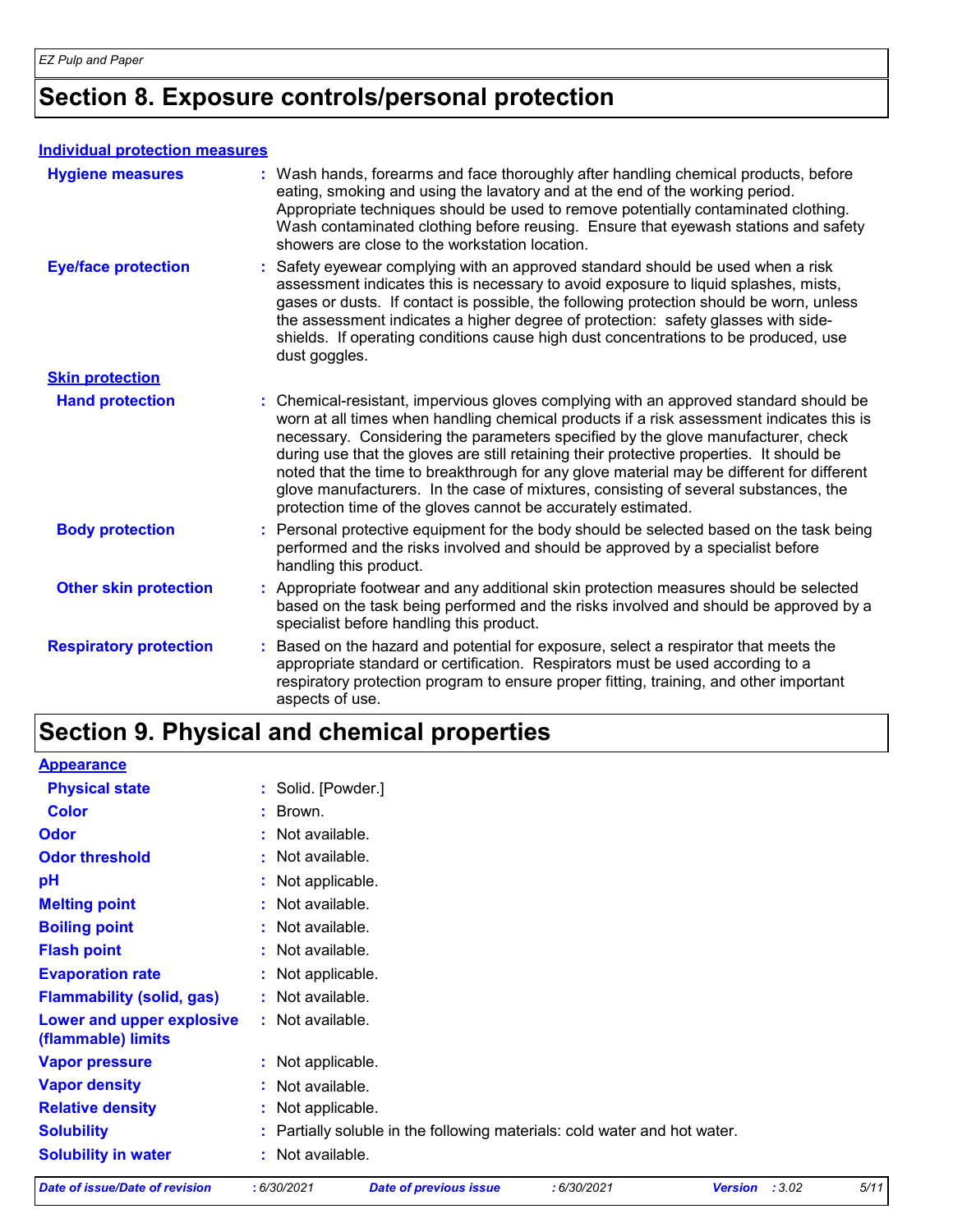# Section 8. Exposure controls/personal protection

**Individual protection measures**

**Hygiene measures** : Wash hands, forearms and face thoroughly after handling chemical products, before eating, smoking and using the lavatory and at the end of the working period. Appropriate techniques should be used to remove potentially contaminated clothing. Wash contaminated clothing before reusing. Ensure that eyewash stations and safety showers are close to the workstation location.

**Eye/face protection** : Safety eyewear complying with an approved standard should be used when a risk assessment indicates this is necessary to avoid exposure to liquid splashes, mists, gases or dusts. If contact is possible, the following protection should be worn, unless the assessment indicates a higher degree of protection: safety glasses with side-shields. If operating conditions cause high dust concentrations to be produced, use dust goggles.

**Skin protection**

**Hand protection** : Chemical-resistant, impervious gloves complying with an approved standard should be worn at all times when handling chemical products if a risk assessment indicates this is necessary. Considering the parameters specified by the glove manufacturer, check during use that the gloves are still retaining their protective properties. It should be noted that the time to breakthrough for any glove material may be different for different glove manufacturers. In the case of mixtures, consisting of several substances, the protection time of the gloves cannot be accurately estimated.

**Body protection** : Personal protective equipment for the body should be selected based on the task being performed and the risks involved and should be approved by a specialist before handling this product.

**Other skin protection** : Appropriate footwear and any additional skin protection measures should be selected based on the task being performed and the risks involved and should be approved by a specialist before handling this product.

**Respiratory protection** : Based on the hazard and potential for exposure, select a respirator that meets the appropriate standard or certification. Respirators must be used according to a respiratory protection program to ensure proper fitting, training, and other important aspects of use.

# Section 9. Physical and chemical properties

**Appearance**

**Physical state** : Solid. [Powder.]

**Color** : Brown.

**Odor** : Not available.

**Odor threshold** : Not available.

**pH** : Not applicable.

**Melting point** : Not available.

**Boiling point** : Not available.

**Flash point** : Not available.

**Evaporation rate** : Not applicable.

**Flammability (solid, gas)** : Not available.

**Lower and upper explosive (flammable) limits** : Not available.

**Vapor pressure** : Not applicable.

**Vapor density** : Not available.

**Relative density** : Not applicable.

**Solubility** : Partially soluble in the following materials: cold water and hot water.

**Solubility in water** : Not available.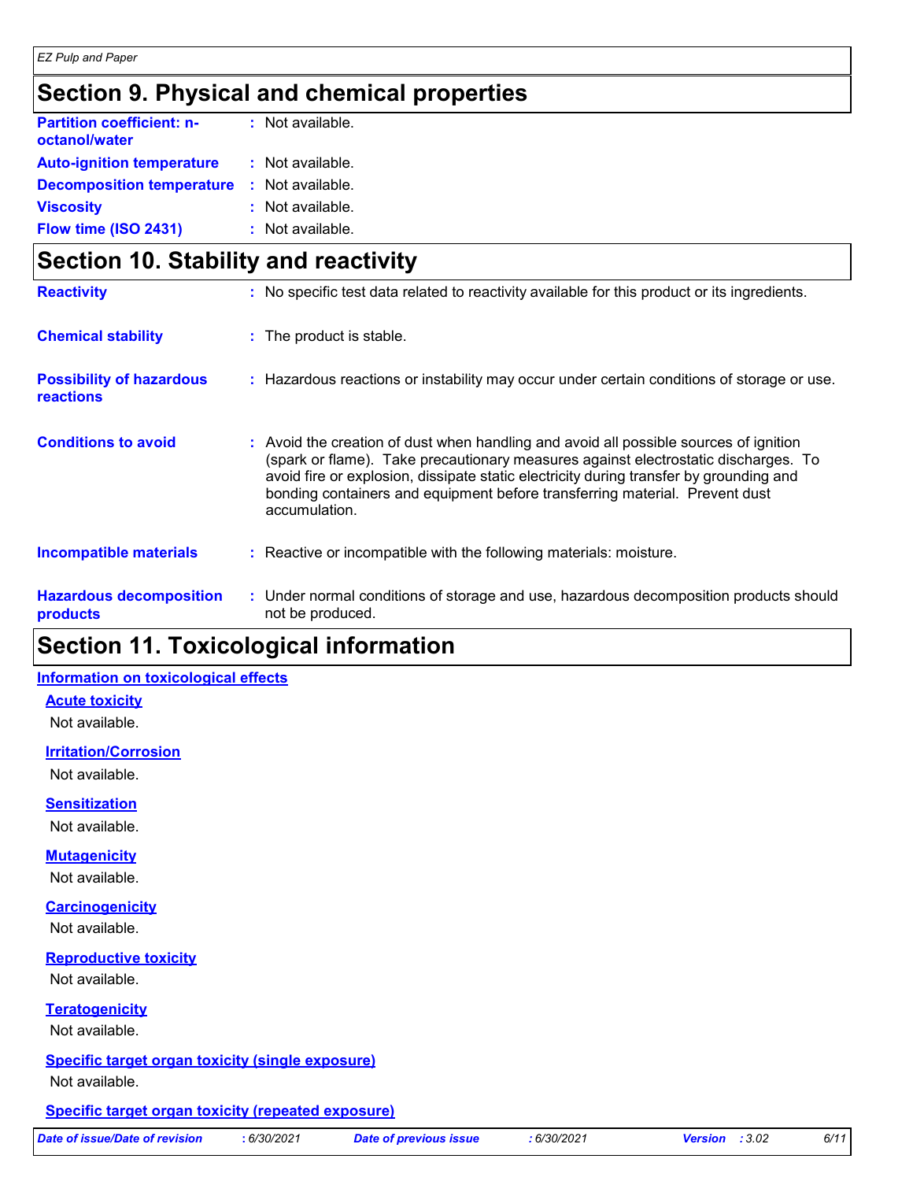# Section 9. Physical and chemical properties

| | |
|---|---|
| **Partition coefficient: n-octanol/water** | : Not available. |
| **Auto-ignition temperature** | : Not available. |
| **Decomposition temperature** | : Not available. |
| **Viscosity** | : Not available. |
| **Flow time (ISO 2431)** | : Not available. |

# Section 10. Stability and reactivity

| | |
|---|---|
| **Reactivity** | : No specific test data related to reactivity available for this product or its ingredients. |
| **Chemical stability** | : The product is stable. |
| **Possibility of hazardous reactions** | : Hazardous reactions or instability may occur under certain conditions of storage or use. |
| **Conditions to avoid** | : Avoid the creation of dust when handling and avoid all possible sources of ignition (spark or flame). Take precautionary measures against electrostatic discharges. To avoid fire or explosion, dissipate static electricity during transfer by grounding and bonding containers and equipment before transferring material. Prevent dust accumulation. |
| **Incompatible materials** | : Reactive or incompatible with the following materials: moisture. |
| **Hazardous decomposition products** | : Under normal conditions of storage and use, hazardous decomposition products should not be produced. |

# Section 11. Toxicological information

## Information on toxicological effects

### Acute toxicity

Not available.

### Irritation/Corrosion

Not available.

### Sensitization

Not available.

### Mutagenicity

Not available.

### Carcinogenicity

Not available.

### Reproductive toxicity

Not available.

### Teratogenicity

Not available.

### Specific target organ toxicity (single exposure)

Not available.

### Specific target organ toxicity (repeated exposure)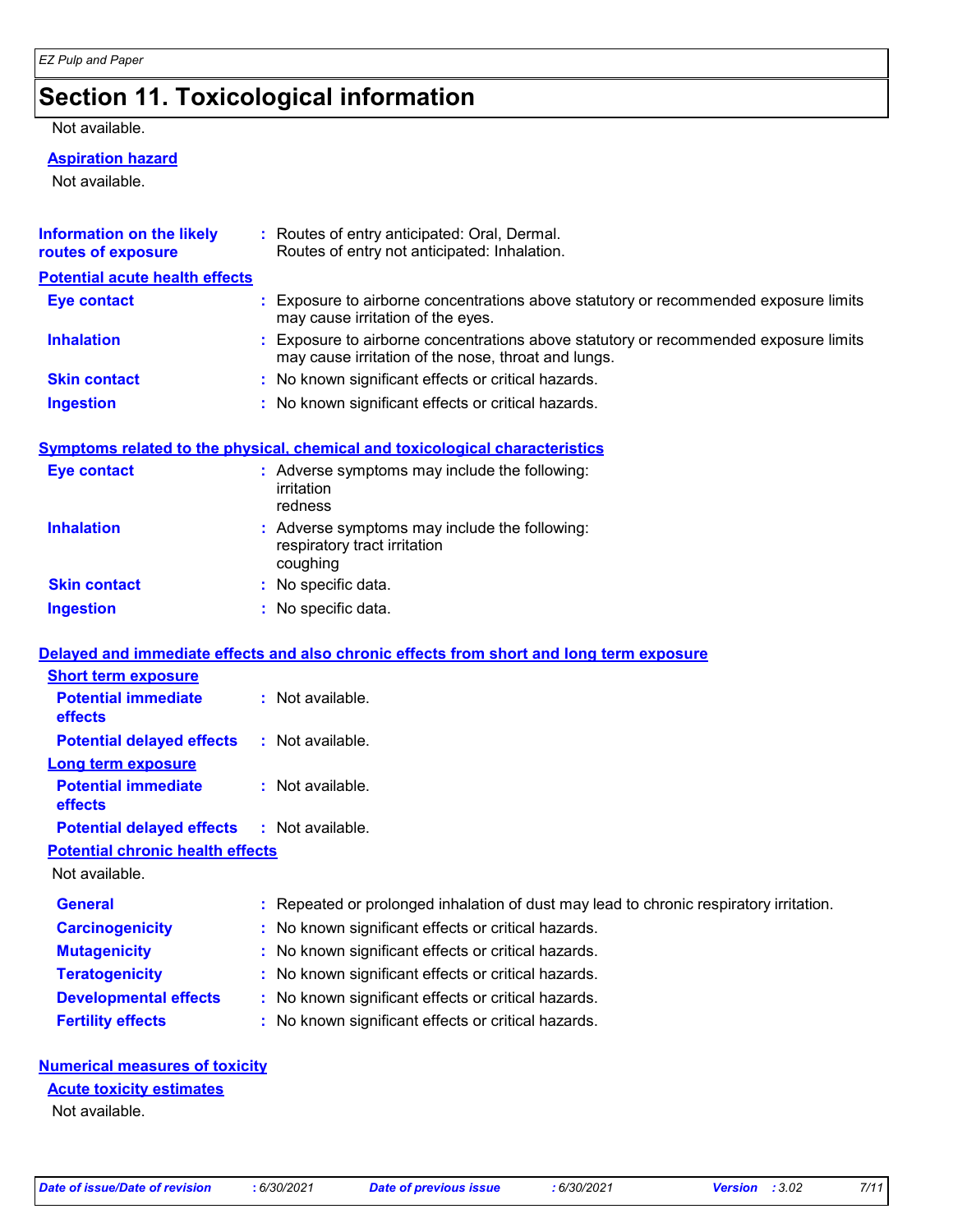## Section 11. Toxicological information

Not available.

**Aspiration hazard**

Not available.

| | |
|---|---|
| **Information on the likely routes of exposure** | : Routes of entry anticipated: Oral, Dermal. Routes of entry not anticipated: Inhalation. |

**Potential acute health effects**

| | |
|---|---|
| **Eye contact** | : Exposure to airborne concentrations above statutory or recommended exposure limits may cause irritation of the eyes. |
| **Inhalation** | : Exposure to airborne concentrations above statutory or recommended exposure limits may cause irritation of the nose, throat and lungs. |
| **Skin contact** | : No known significant effects or critical hazards. |
| **Ingestion** | : No known significant effects or critical hazards. |

**Symptoms related to the physical, chemical and toxicological characteristics**

| | |
|---|---|
| **Eye contact** | : Adverse symptoms may include the following: irritation redness |
| **Inhalation** | : Adverse symptoms may include the following: respiratory tract irritation coughing |
| **Skin contact** | : No specific data. |
| **Ingestion** | : No specific data. |

**Delayed and immediate effects and also chronic effects from short and long term exposure**

**Short term exposure**

| | |
|---|---|
| **Potential immediate effects** | : Not available. |
| **Potential delayed effects** | : Not available. |

**Long term exposure**

| | |
|---|---|
| **Potential immediate effects** | : Not available. |
| **Potential delayed effects** | : Not available. |

**Potential chronic health effects**

Not available.

| | |
|---|---|
| **General** | : Repeated or prolonged inhalation of dust may lead to chronic respiratory irritation. |
| **Carcinogenicity** | : No known significant effects or critical hazards. |
| **Mutagenicity** | : No known significant effects or critical hazards. |
| **Teratogenicity** | : No known significant effects or critical hazards. |
| **Developmental effects** | : No known significant effects or critical hazards. |
| **Fertility effects** | : No known significant effects or critical hazards. |

**Numerical measures of toxicity**

**Acute toxicity estimates**

Not available.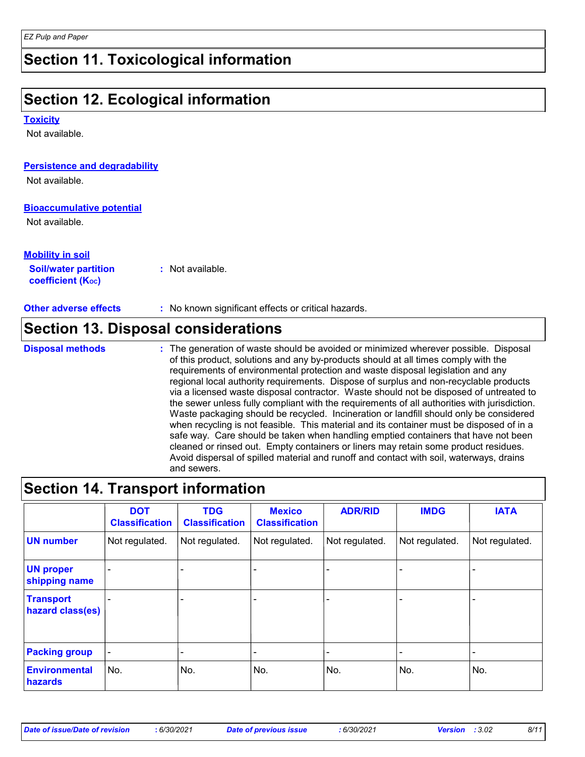# Section 11. Toxicological information

# Section 12. Ecological information

**Toxicity**

Not available.

**Persistence and degradability**

Not available.

**Bioaccumulative potential**

Not available.

**Mobility in soil**

**Soil/water partition coefficient ($K_{OC}$)** : Not available.

**Other adverse effects** : No known significant effects or critical hazards.

# Section 13. Disposal considerations

**Disposal methods** : The generation of waste should be avoided or minimized wherever possible. Disposal of this product, solutions and any by-products should at all times comply with the requirements of environmental protection and waste disposal legislation and any regional local authority requirements. Dispose of surplus and non-recyclable products via a licensed waste disposal contractor. Waste should not be disposed of untreated to the sewer unless fully compliant with the requirements of all authorities with jurisdiction. Waste packaging should be recycled. Incineration or landfill should only be considered when recycling is not feasible. This material and its container must be disposed of in a safe way. Care should be taken when handling emptied containers that have not been cleaned or rinsed out. Empty containers or liners may retain some product residues. Avoid dispersal of spilled material and runoff and contact with soil, waterways, drains and sewers.

# Section 14. Transport information

| | DOT Classification | TDG Classification | Mexico Classification | ADR/RID | IMDG | IATA |
|---|---|---|---|---|---|---|
| **UN number** | Not regulated. | Not regulated. | Not regulated. | Not regulated. | Not regulated. | Not regulated. |
| **UN proper shipping name** | - | - | - | - | - | - |
| **Transport hazard class(es)** | - | - | - | - | - | - |
| **Packing group** | - | - | - | - | - | - |
| **Environmental hazards** | No. | No. | No. | No. | No. | No. |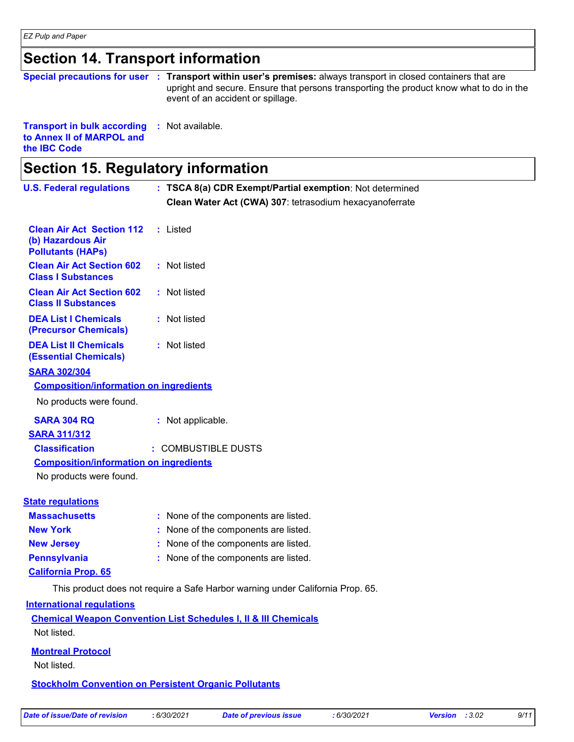## Section 14. Transport information

**Special precautions for user** : **Transport within user's premises:** always transport in closed containers that are upright and secure. Ensure that persons transporting the product know what to do in the event of an accident or spillage.

**Transport in bulk according to Annex II of MARPOL and the IBC Code** : Not available.

## Section 15. Regulatory information

**U.S. Federal regulations** : **TSCA 8(a) CDR Exempt/Partial exemption**: Not determined

**Clean Water Act (CWA) 307**: tetrasodium hexacyanoferrate

**Clean Air Act Section 112 (b) Hazardous Air Pollutants (HAPs)** : Listed

**Clean Air Act Section 602 Class I Substances** : Not listed

**Clean Air Act Section 602 Class II Substances** : Not listed

**DEA List I Chemicals (Precursor Chemicals)** : Not listed

**DEA List II Chemicals (Essential Chemicals)** : Not listed

**SARA 302/304**

**Composition/information on ingredients**

No products were found.

**SARA 304 RQ** : Not applicable.

**SARA 311/312**

**Classification** : COMBUSTIBLE DUSTS

**Composition/information on ingredients**

No products were found.

**State regulations**

**Massachusetts** : None of the components are listed.

**New York** : None of the components are listed.

**New Jersey** : None of the components are listed.

**Pennsylvania** : None of the components are listed.

**California Prop. 65**

This product does not require a Safe Harbor warning under California Prop. 65.

**International regulations**

**Chemical Weapon Convention List Schedules I, II & III Chemicals**

Not listed.

**Montreal Protocol**

Not listed.

**Stockholm Convention on Persistent Organic Pollutants**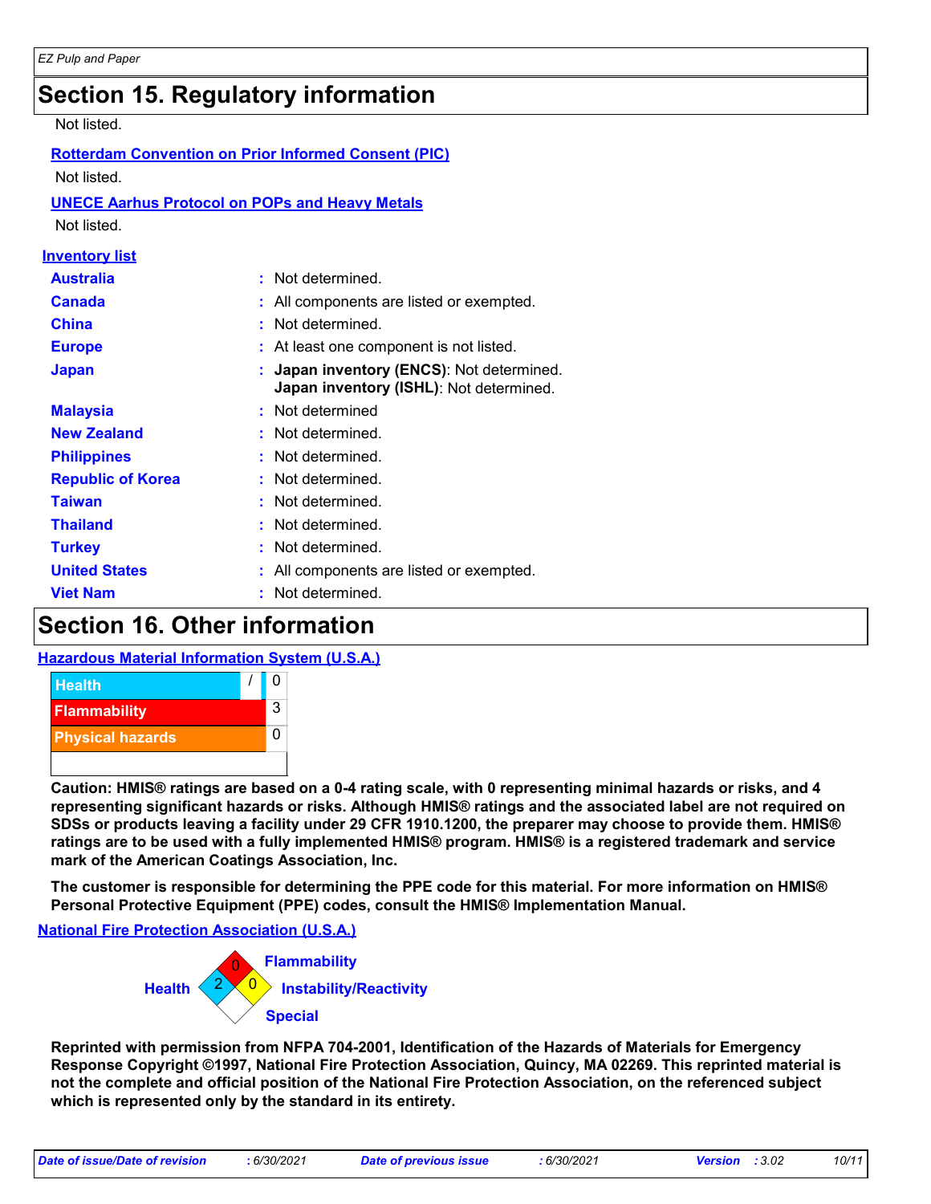## Section 15. Regulatory information

Not listed.

**Rotterdam Convention on Prior Informed Consent (PIC)**

Not listed.

**UNECE Aarhus Protocol on POPs and Heavy Metals**

Not listed.

**Inventory list**

| | |
|---|---|
| **Australia** | : Not determined. |
| **Canada** | : All components are listed or exempted. |
| **China** | : Not determined. |
| **Europe** | : At least one component is not listed. |
| **Japan** | : **Japan inventory (ENCS)**: Not determined.<br>**Japan inventory (ISHL)**: Not determined. |
| **Malaysia** | : Not determined |
| **New Zealand** | : Not determined. |
| **Philippines** | : Not determined. |
| **Republic of Korea** | : Not determined. |
| **Taiwan** | : Not determined. |
| **Thailand** | : Not determined. |
| **Turkey** | : Not determined. |
| **United States** | : All components are listed or exempted. |
| **Viet Nam** | : Not determined. |

## Section 16. Other information

**Hazardous Material Information System (U.S.A.)**

| | |
|---|---|
| Health | / 0 |
| Flammability | 3 |
| Physical hazards | 0 |

**Caution: HMIS® ratings are based on a 0-4 rating scale, with 0 representing minimal hazards or risks, and 4 representing significant hazards or risks. Although HMIS® ratings and the associated label are not required on SDSs or products leaving a facility under 29 CFR 1910.1200, the preparer may choose to provide them. HMIS® ratings are to be used with a fully implemented HMIS® program. HMIS® is a registered trademark and service mark of the American Coatings Association, Inc.**

**The customer is responsible for determining the PPE code for this material. For more information on HMIS® Personal Protective Equipment (PPE) codes, consult the HMIS® Implementation Manual.**

**National Fire Protection Association (U.S.A.)**

| | |
|---|---|
| Flammability | 0 |
| Health | 2 |
| Instability/Reactivity | 0 |
| Special | |

**Reprinted with permission from NFPA 704-2001, Identification of the Hazards of Materials for Emergency Response Copyright ©1997, National Fire Protection Association, Quincy, MA 02269. This reprinted material is not the complete and official position of the National Fire Protection Association, on the referenced subject which is represented only by the standard in its entirety.**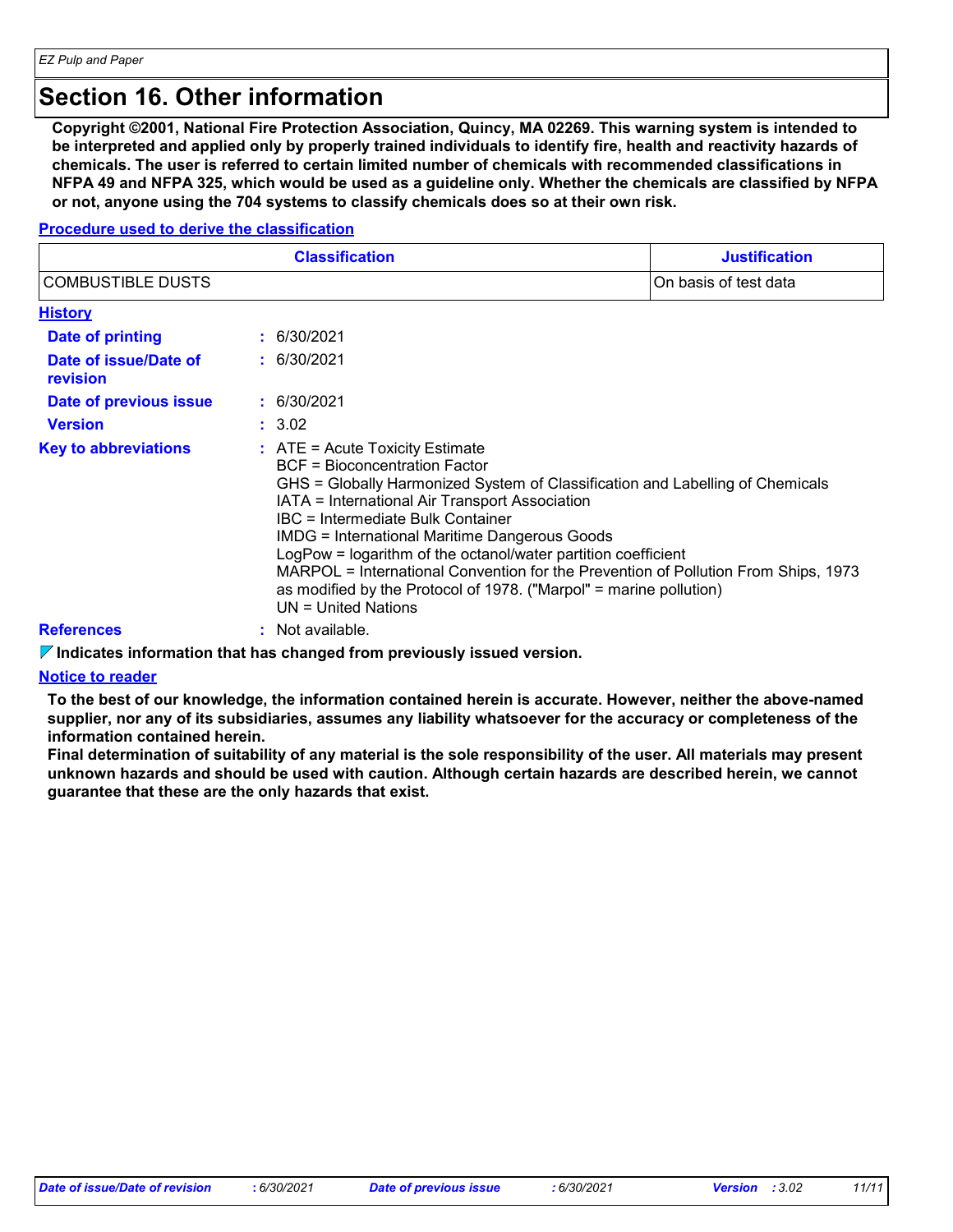# Section 16. Other information

**Copyright ©2001, National Fire Protection Association, Quincy, MA 02269. This warning system is intended to be interpreted and applied only by properly trained individuals to identify fire, health and reactivity hazards of chemicals. The user is referred to certain limited number of chemicals with recommended classifications in NFPA 49 and NFPA 325, which would be used as a guideline only. Whether the chemicals are classified by NFPA or not, anyone using the 704 systems to classify chemicals does so at their own risk.**

**Procedure used to derive the classification**

| Classification | Justification |
| --- | --- |
| COMBUSTIBLE DUSTS | On basis of test data |

**History**

**Date of printing** : 6/30/2021

**Date of issue/Date of revision** : 6/30/2021

**Date of previous issue** : 6/30/2021

**Version** : 3.02

**Key to abbreviations** :
ATE = Acute Toxicity Estimate
BCF = Bioconcentration Factor
GHS = Globally Harmonized System of Classification and Labelling of Chemicals
IATA = International Air Transport Association
IBC = Intermediate Bulk Container
IMDG = International Maritime Dangerous Goods
LogPow = logarithm of the octanol/water partition coefficient
MARPOL = International Convention for the Prevention of Pollution From Ships, 1973 as modified by the Protocol of 1978. ("Marpol" = marine pollution)
UN = United Nations

**References** : Not available.

**Indicates information that has changed from previously issued version.**

**Notice to reader**

**To the best of our knowledge, the information contained herein is accurate. However, neither the above-named supplier, nor any of its subsidiaries, assumes any liability whatsoever for the accuracy or completeness of the information contained herein.**

**Final determination of suitability of any material is the sole responsibility of the user. All materials may present unknown hazards and should be used with caution. Although certain hazards are described herein, we cannot guarantee that these are the only hazards that exist.**